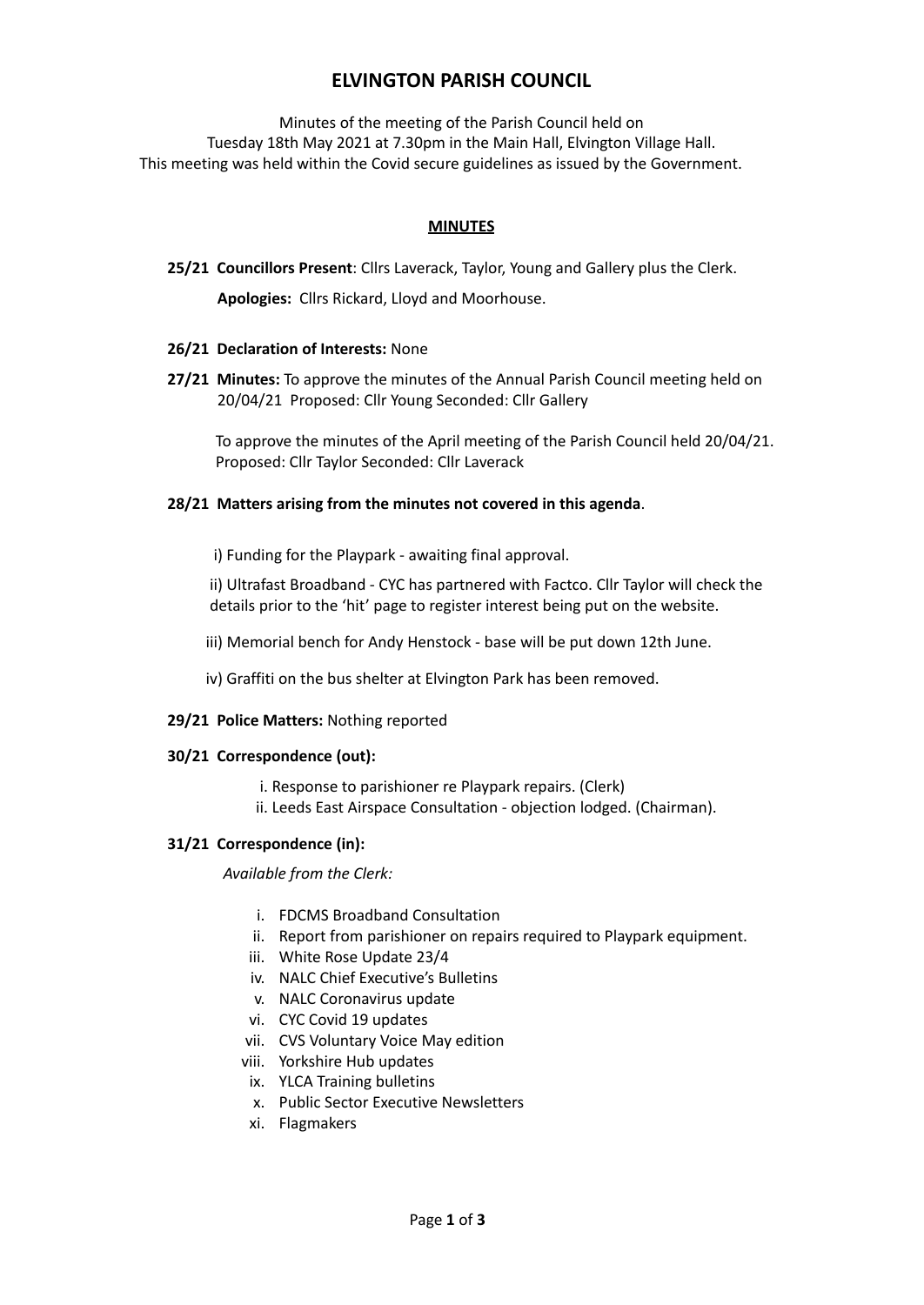# ELVINGTON PARISH COUNCIL

Minutes of the meeting of the Parish Council held on
Tuesday 18th May 2021 at 7.30pm in the Main Hall, Elvington Village Hall.
This meeting was held within the Covid secure guidelines as issued by the Government.

## MINUTES

**25/21 Councillors Present**: Cllrs Laverack, Taylor, Young and Gallery plus the Clerk.

**Apologies:** Cllrs Rickard, Lloyd and Moorhouse.

**26/21 Declaration of Interests:** None

**27/21 Minutes:** To approve the minutes of the Annual Parish Council meeting held on 20/04/21 Proposed: Cllr Young Seconded: Cllr Gallery

To approve the minutes of the April meeting of the Parish Council held 20/04/21. Proposed: Cllr Taylor Seconded: Cllr Laverack

**28/21 Matters arising from the minutes not covered in this agenda**.

i) Funding for the Playpark - awaiting final approval.

ii) Ultrafast Broadband - CYC has partnered with Factco. Cllr Taylor will check the details prior to the 'hit' page to register interest being put on the website.

iii) Memorial bench for Andy Henstock - base will be put down 12th June.

iv) Graffiti on the bus shelter at Elvington Park has been removed.

**29/21 Police Matters:** Nothing reported

**30/21 Correspondence (out):**

i. Response to parishioner re Playpark repairs. (Clerk)
ii. Leeds East Airspace Consultation - objection lodged. (Chairman).

**31/21 Correspondence (in):**

*Available from the Clerk:*

i. FDCMS Broadband Consultation
ii. Report from parishioner on repairs required to Playpark equipment.
iii. White Rose Update 23/4
iv. NALC Chief Executive's Bulletins
v. NALC Coronavirus update
vi. CYC Covid 19 updates
vii. CVS Voluntary Voice May edition
viii. Yorkshire Hub updates
ix. YLCA Training bulletins
x. Public Sector Executive Newsletters
xi. Flagmakers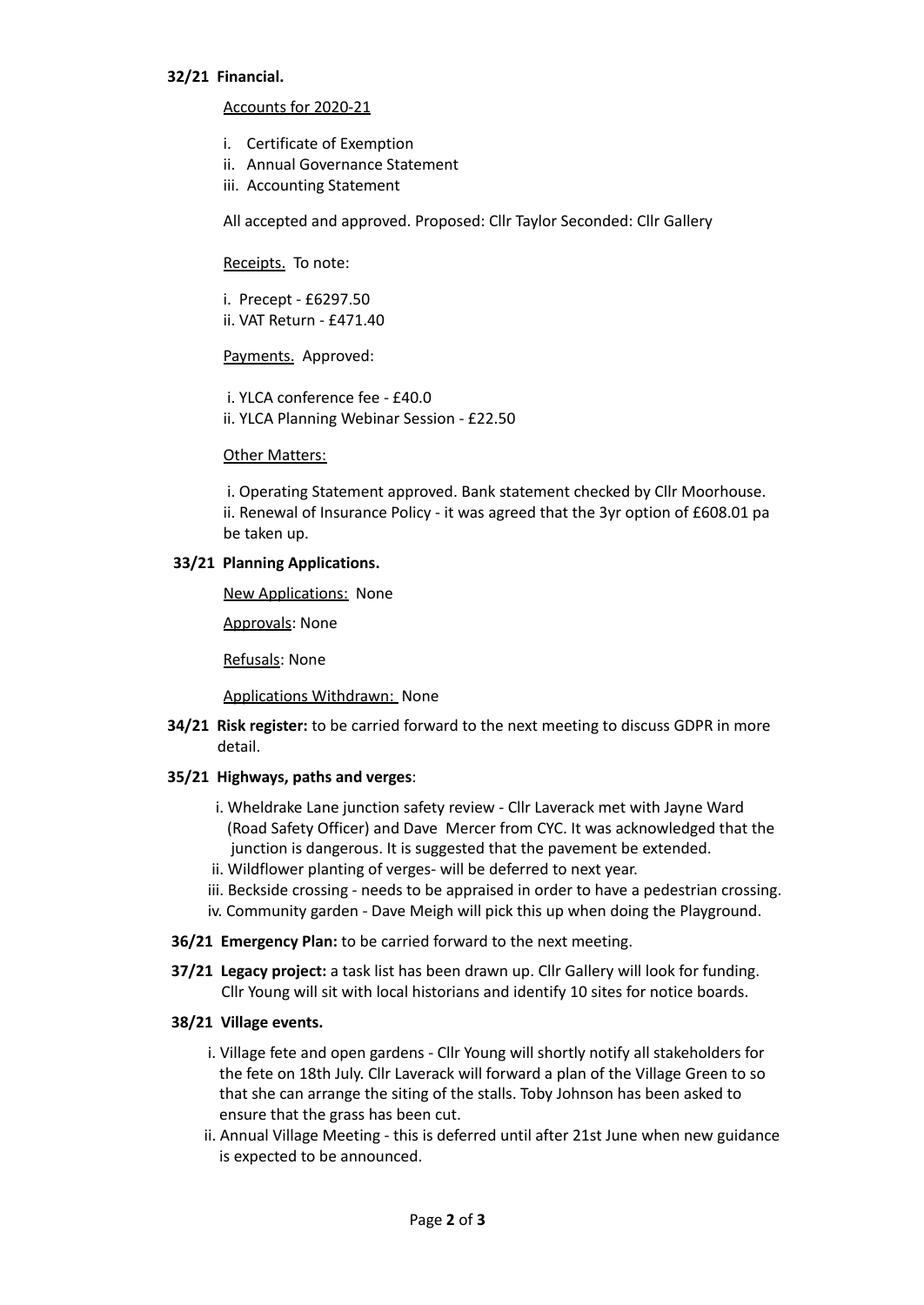**32/21 Financial.**

Accounts for 2020-21

i. Certificate of Exemption
ii. Annual Governance Statement
iii. Accounting Statement

All accepted and approved. Proposed: Cllr Taylor Seconded: Cllr Gallery

Receipts. To note:

i. Precept - £6297.50
ii. VAT Return - £471.40

Payments. Approved:

i. YLCA conference fee - £40.0
ii. YLCA Planning Webinar Session - £22.50

Other Matters:

i. Operating Statement approved. Bank statement checked by Cllr Moorhouse.
ii. Renewal of Insurance Policy - it was agreed that the 3yr option of £608.01 pa be taken up.

**33/21 Planning Applications.**

New Applications: None

Approvals: None

Refusals: None

Applications Withdrawn: None

**34/21 Risk register:** to be carried forward to the next meeting to discuss GDPR in more detail.

**35/21 Highways, paths and verges**:

i. Wheldrake Lane junction safety review - Cllr Laverack met with Jayne Ward (Road Safety Officer) and Dave Mercer from CYC. It was acknowledged that the junction is dangerous. It is suggested that the pavement be extended.
ii. Wildflower planting of verges- will be deferred to next year.
iii. Beckside crossing - needs to be appraised in order to have a pedestrian crossing.
iv. Community garden - Dave Meigh will pick this up when doing the Playground.

**36/21 Emergency Plan:** to be carried forward to the next meeting.

**37/21 Legacy project:** a task list has been drawn up. Cllr Gallery will look for funding. Cllr Young will sit with local historians and identify 10 sites for notice boards.

**38/21 Village events.**

i. Village fete and open gardens - Cllr Young will shortly notify all stakeholders for the fete on 18th July. Cllr Laverack will forward a plan of the Village Green to so that she can arrange the siting of the stalls. Toby Johnson has been asked to ensure that the grass has been cut.
ii. Annual Village Meeting - this is deferred until after 21st June when new guidance is expected to be announced.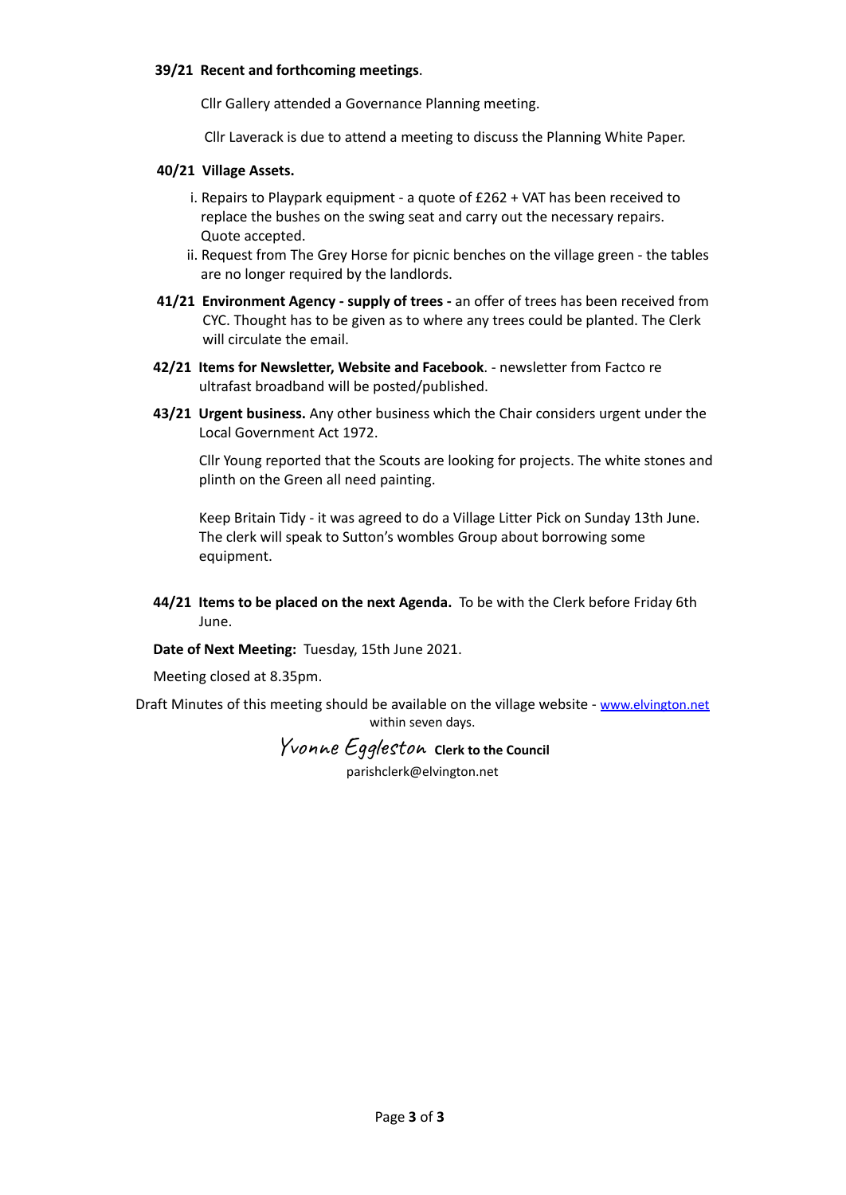**39/21 Recent and forthcoming meetings**.

Cllr Gallery attended a Governance Planning meeting.

Cllr Laverack is due to attend a meeting to discuss the Planning White Paper.

**40/21 Village Assets.**

i. Repairs to Playpark equipment - a quote of £262 + VAT has been received to replace the bushes on the swing seat and carry out the necessary repairs. Quote accepted.

ii. Request from The Grey Horse for picnic benches on the village green - the tables are no longer required by the landlords.

**41/21 Environment Agency - supply of trees -** an offer of trees has been received from CYC. Thought has to be given as to where any trees could be planted. The Clerk will circulate the email.

**42/21 Items for Newsletter, Website and Facebook**. - newsletter from Factco re ultrafast broadband will be posted/published.

**43/21 Urgent business.** Any other business which the Chair considers urgent under the Local Government Act 1972.

Cllr Young reported that the Scouts are looking for projects. The white stones and plinth on the Green all need painting.

Keep Britain Tidy - it was agreed to do a Village Litter Pick on Sunday 13th June. The clerk will speak to Sutton's wombles Group about borrowing some equipment.

**44/21 Items to be placed on the next Agenda.** To be with the Clerk before Friday 6th June.

**Date of Next Meeting:** Tuesday, 15th June 2021.

Meeting closed at 8.35pm.

Draft Minutes of this meeting should be available on the village website - www.elvington.net within seven days.

Yvonne Eggleston **Clerk to the Council**

parishclerk@elvington.net